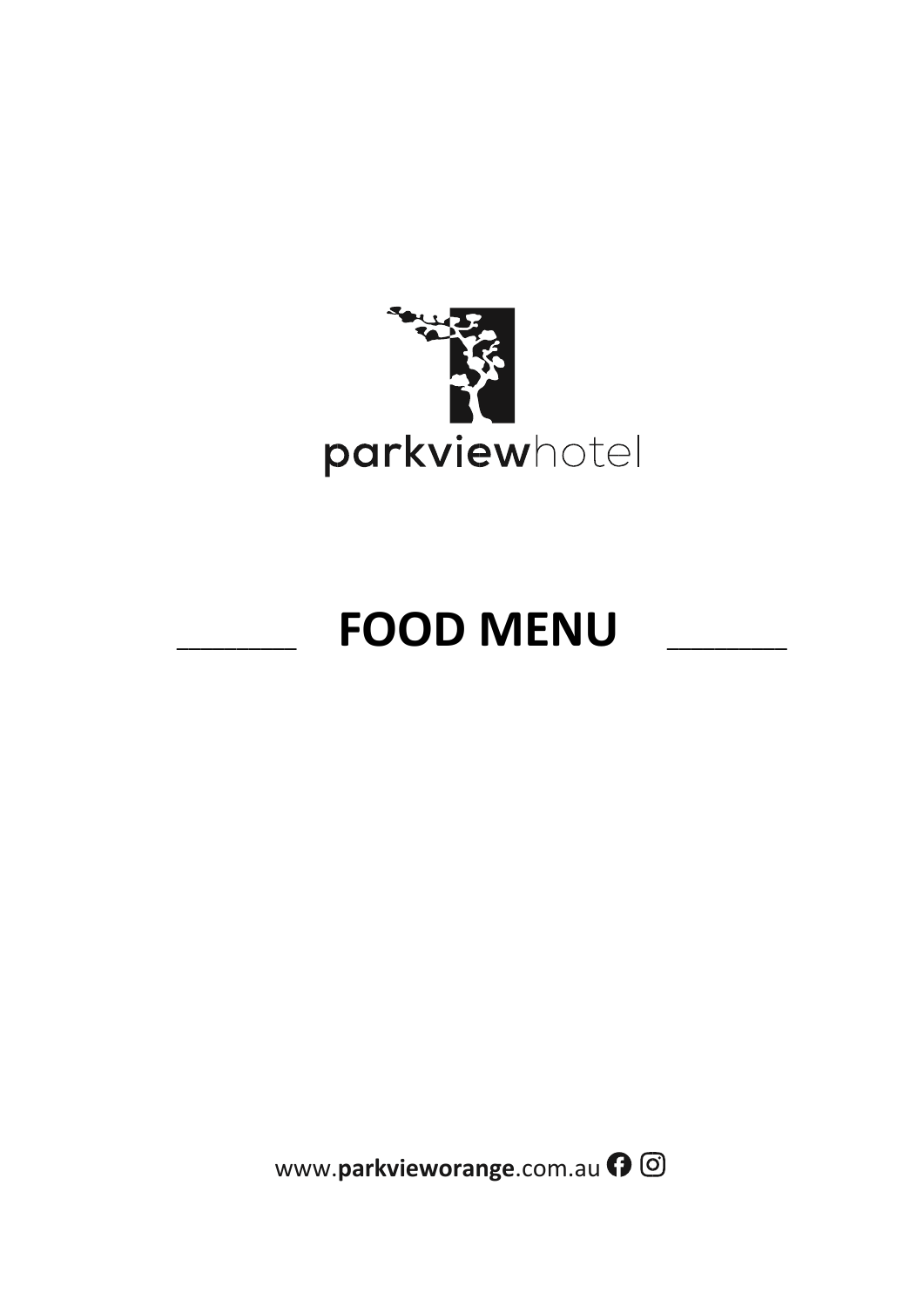parkviewhotel

# FOOD MENU

www.**parkvieworange**.com.au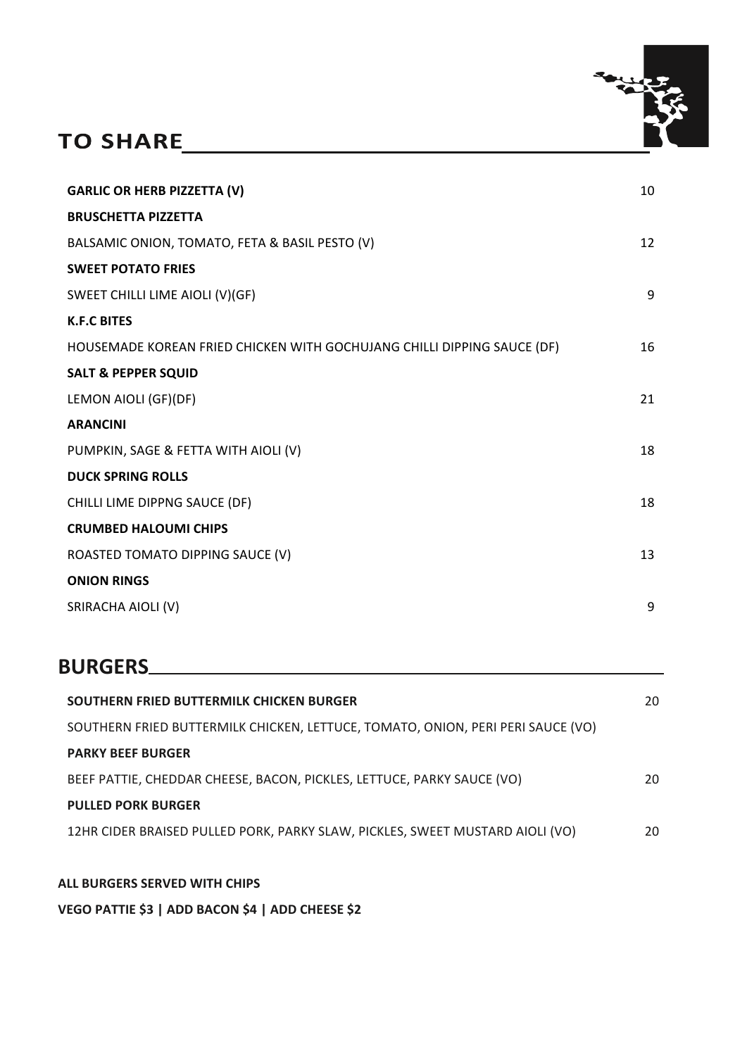## TO SHARE

| | |
|---|---|
| **GARLIC OR HERB PIZZETTA (V)** | 10 |
| **BRUSCHETTA PIZZETTA** | |
| BALSAMIC ONION, TOMATO, FETA & BASIL PESTO (V) | 12 |
| **SWEET POTATO FRIES** | |
| SWEET CHILLI LIME AIOLI (V)(GF) | 9 |
| **K.F.C BITES** | |
| HOUSEMADE KOREAN FRIED CHICKEN WITH GOCHUJANG CHILLI DIPPING SAUCE (DF) | 16 |
| **SALT & PEPPER SQUID** | |
| LEMON AIOLI (GF)(DF) | 21 |
| **ARANCINI** | |
| PUMPKIN, SAGE & FETTA WITH AIOLI (V) | 18 |
| **DUCK SPRING ROLLS** | |
| CHILLI LIME DIPPNG SAUCE (DF) | 18 |
| **CRUMBED HALOUMI CHIPS** | |
| ROASTED TOMATO DIPPING SAUCE (V) | 13 |
| **ONION RINGS** | |
| SRIRACHA AIOLI (V) | 9 |

## BURGERS

| | |
|---|---|
| **SOUTHERN FRIED BUTTERMILK CHICKEN BURGER** | 20 |
| SOUTHERN FRIED BUTTERMILK CHICKEN, LETTUCE, TOMATO, ONION, PERI PERI SAUCE (VO) | |
| **PARKY BEEF BURGER** | |
| BEEF PATTIE, CHEDDAR CHEESE, BACON, PICKLES, LETTUCE, PARKY SAUCE (VO) | 20 |
| **PULLED PORK BURGER** | |
| 12HR CIDER BRAISED PULLED PORK, PARKY SLAW, PICKLES, SWEET MUSTARD AIOLI (VO) | 20 |

**ALL BURGERS SERVED WITH CHIPS**

**VEGO PATTIE $3 | ADD BACON $4 | ADD CHEESE $2**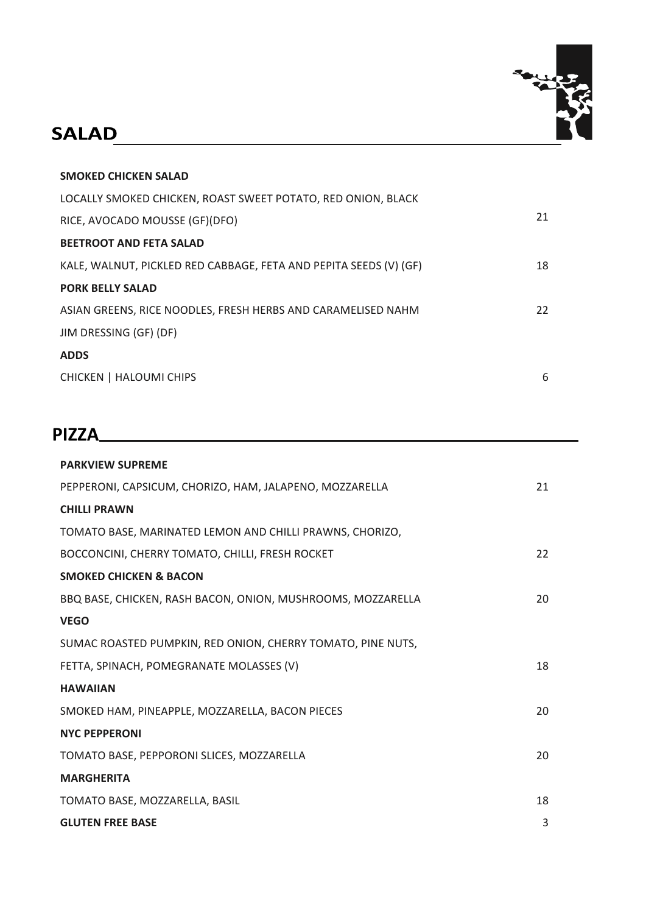## SALAD

**SMOKED CHICKEN SALAD**

LOCALLY SMOKED CHICKEN, ROAST SWEET POTATO, RED ONION, BLACK RICE, AVOCADO MOUSSE (GF)(DFO) 21

**BEETROOT AND FETA SALAD**

KALE, WALNUT, PICKLED RED CABBAGE, FETA AND PEPITA SEEDS (V) (GF) 18

**PORK BELLY SALAD**

ASIAN GREENS, RICE NOODLES, FRESH HERBS AND CARAMELISED NAHM JIM DRESSING (GF) (DF) 22

**ADDS**

CHICKEN | HALOUMI CHIPS 6

## PIZZA

**PARKVIEW SUPREME**

PEPPERONI, CAPSICUM, CHORIZO, HAM, JALAPENO, MOZZARELLA 21

**CHILLI PRAWN**

TOMATO BASE, MARINATED LEMON AND CHILLI PRAWNS, CHORIZO, BOCCONCINI, CHERRY TOMATO, CHILLI, FRESH ROCKET 22

**SMOKED CHICKEN & BACON**

BBQ BASE, CHICKEN, RASH BACON, ONION, MUSHROOMS, MOZZARELLA 20

**VEGO**

SUMAC ROASTED PUMPKIN, RED ONION, CHERRY TOMATO, PINE NUTS, FETTA, SPINACH, POMEGRANATE MOLASSES (V) 18

**HAWAIIAN**

SMOKED HAM, PINEAPPLE, MOZZARELLA, BACON PIECES 20

**NYC PEPPERONI**

TOMATO BASE, PEPPORONI SLICES, MOZZARELLA 20

**MARGHERITA**

TOMATO BASE, MOZZARELLA, BASIL 18

**GLUTEN FREE BASE** 3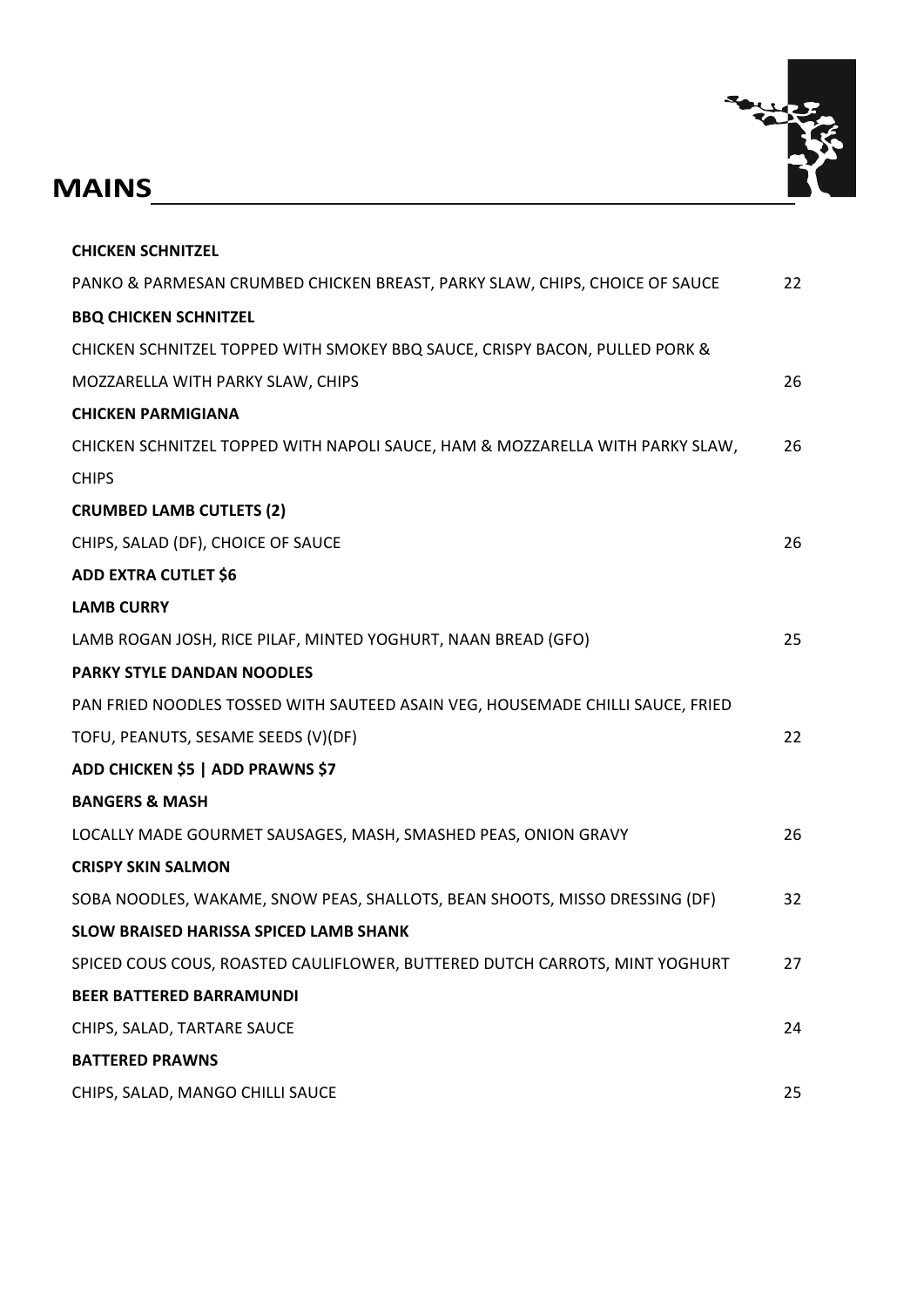# MAINS

**CHICKEN SCHNITZEL**

PANKO & PARMESAN CRUMBED CHICKEN BREAST, PARKY SLAW, CHIPS, CHOICE OF SAUCE 22

**BBQ CHICKEN SCHNITZEL**

CHICKEN SCHNITZEL TOPPED WITH SMOKEY BBQ SAUCE, CRISPY BACON, PULLED PORK & MOZZARELLA WITH PARKY SLAW, CHIPS 26

**CHICKEN PARMIGIANA**

CHICKEN SCHNITZEL TOPPED WITH NAPOLI SAUCE, HAM & MOZZARELLA WITH PARKY SLAW, CHIPS 26

**CRUMBED LAMB CUTLETS (2)**

CHIPS, SALAD (DF), CHOICE OF SAUCE 26

**ADD EXTRA CUTLET $6**

**LAMB CURRY**

LAMB ROGAN JOSH, RICE PILAF, MINTED YOGHURT, NAAN BREAD (GFO) 25

**PARKY STYLE DANDAN NOODLES**

PAN FRIED NOODLES TOSSED WITH SAUTEED ASAIN VEG, HOUSEMADE CHILLI SAUCE, FRIED TOFU, PEANUTS, SESAME SEEDS (V)(DF) 22

**ADD CHICKEN $5 | ADD PRAWNS $7**

**BANGERS & MASH**

LOCALLY MADE GOURMET SAUSAGES, MASH, SMASHED PEAS, ONION GRAVY 26

**CRISPY SKIN SALMON**

SOBA NOODLES, WAKAME, SNOW PEAS, SHALLOTS, BEAN SHOOTS, MISSO DRESSING (DF) 32

**SLOW BRAISED HARISSA SPICED LAMB SHANK**

SPICED COUS COUS, ROASTED CAULIFLOWER, BUTTERED DUTCH CARROTS, MINT YOGHURT 27

**BEER BATTERED BARRAMUNDI**

CHIPS, SALAD, TARTARE SAUCE 24

**BATTERED PRAWNS**

CHIPS, SALAD, MANGO CHILLI SAUCE 25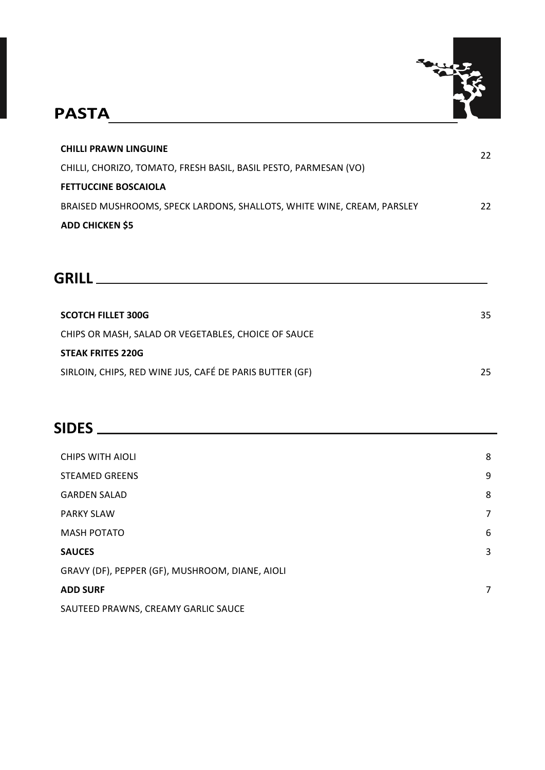## PASTA

**CHILLI PRAWN LINGUINE** 22

CHILLI, CHORIZO, TOMATO, FRESH BASIL, BASIL PESTO, PARMESAN (VO)

**FETTUCCINE BOSCAIOLA**

BRAISED MUSHROOMS, SPECK LARDONS, SHALLOTS, WHITE WINE, CREAM, PARSLEY 22

**ADD CHICKEN $5**

## GRILL

**SCOTCH FILLET 300G** 35

CHIPS OR MASH, SALAD OR VEGETABLES, CHOICE OF SAUCE

**STEAK FRITES 220G**

SIRLOIN, CHIPS, RED WINE JUS, CAFÉ DE PARIS BUTTER (GF) 25

## SIDES

CHIPS WITH AIOLI 8

STEAMED GREENS 9

GARDEN SALAD 8

PARKY SLAW 7

MASH POTATO 6

**SAUCES** 3

GRAVY (DF), PEPPER (GF), MUSHROOM, DIANE, AIOLI

**ADD SURF** 7

SAUTEED PRAWNS, CREAMY GARLIC SAUCE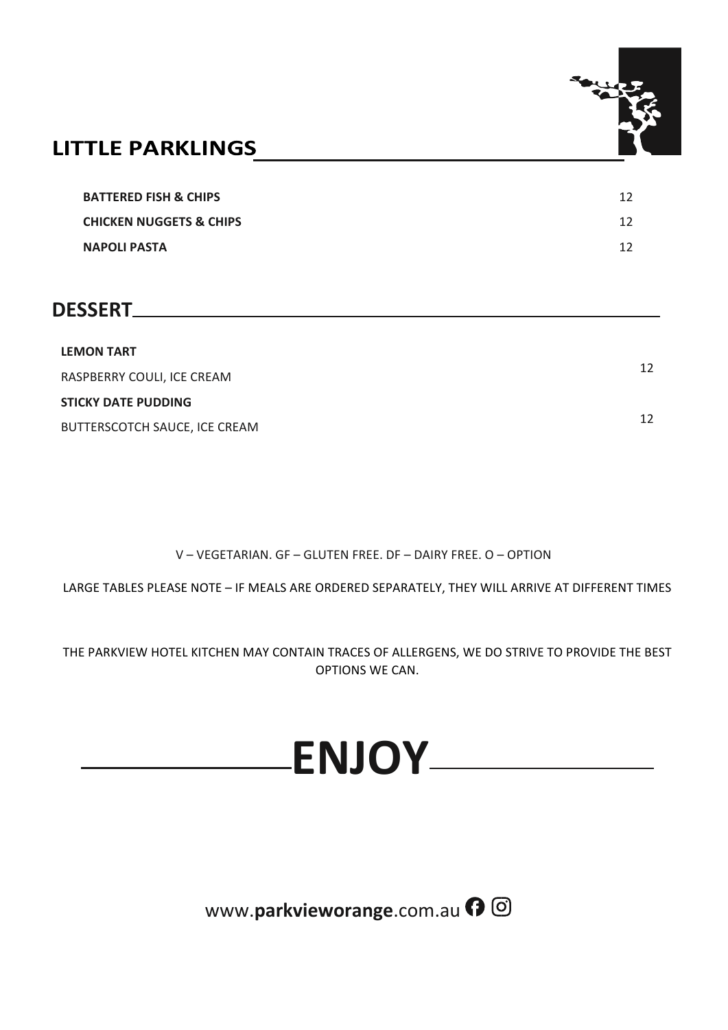## LITTLE PARKLINGS

| | |
|---|---|
| **BATTERED FISH & CHIPS** | 12 |
| **CHICKEN NUGGETS & CHIPS** | 12 |
| **NAPOLI PASTA** | 12 |

## DESSERT

| | |
|---|---|
| **LEMON TART**<br>RASPBERRY COULI, ICE CREAM | 12 |
| **STICKY DATE PUDDING**<br>BUTTERSCOTCH SAUCE, ICE CREAM | 12 |

V – VEGETARIAN. GF – GLUTEN FREE. DF – DAIRY FREE. O – OPTION

LARGE TABLES PLEASE NOTE – IF MEALS ARE ORDERED SEPARATELY, THEY WILL ARRIVE AT DIFFERENT TIMES

THE PARKVIEW HOTEL KITCHEN MAY CONTAIN TRACES OF ALLERGENS, WE DO STRIVE TO PROVIDE THE BEST OPTIONS WE CAN.

# ENJOY

www.**parkvieworange**.com.au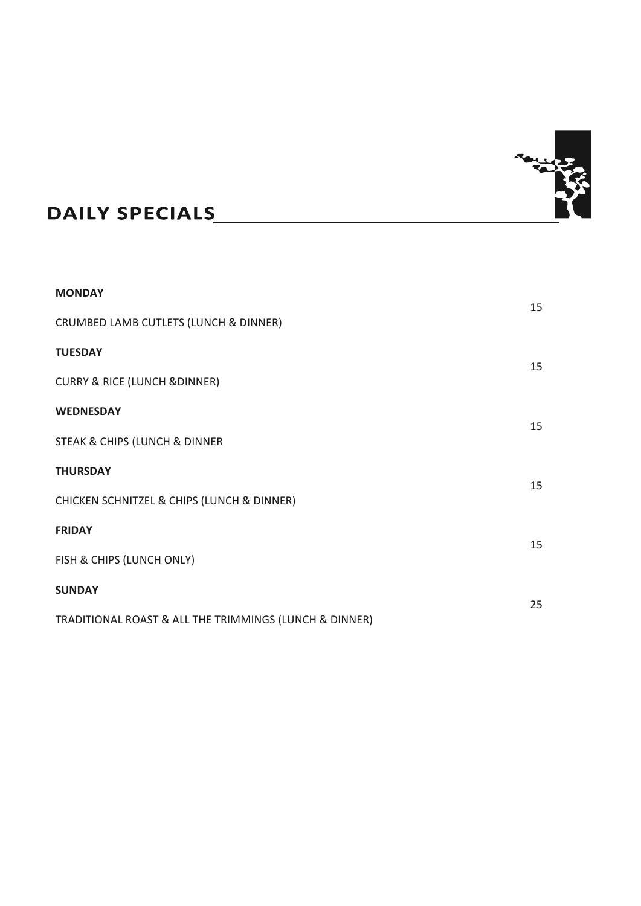# DAILY SPECIALS

**MONDAY**

CRUMBED LAMB CUTLETS (LUNCH & DINNER) 15

**TUESDAY**

CURRY & RICE (LUNCH &DINNER) 15

**WEDNESDAY**

STEAK & CHIPS (LUNCH & DINNER 15

**THURSDAY**

CHICKEN SCHNITZEL & CHIPS (LUNCH & DINNER) 15

**FRIDAY**

FISH & CHIPS (LUNCH ONLY) 15

**SUNDAY**

TRADITIONAL ROAST & ALL THE TRIMMINGS (LUNCH & DINNER) 25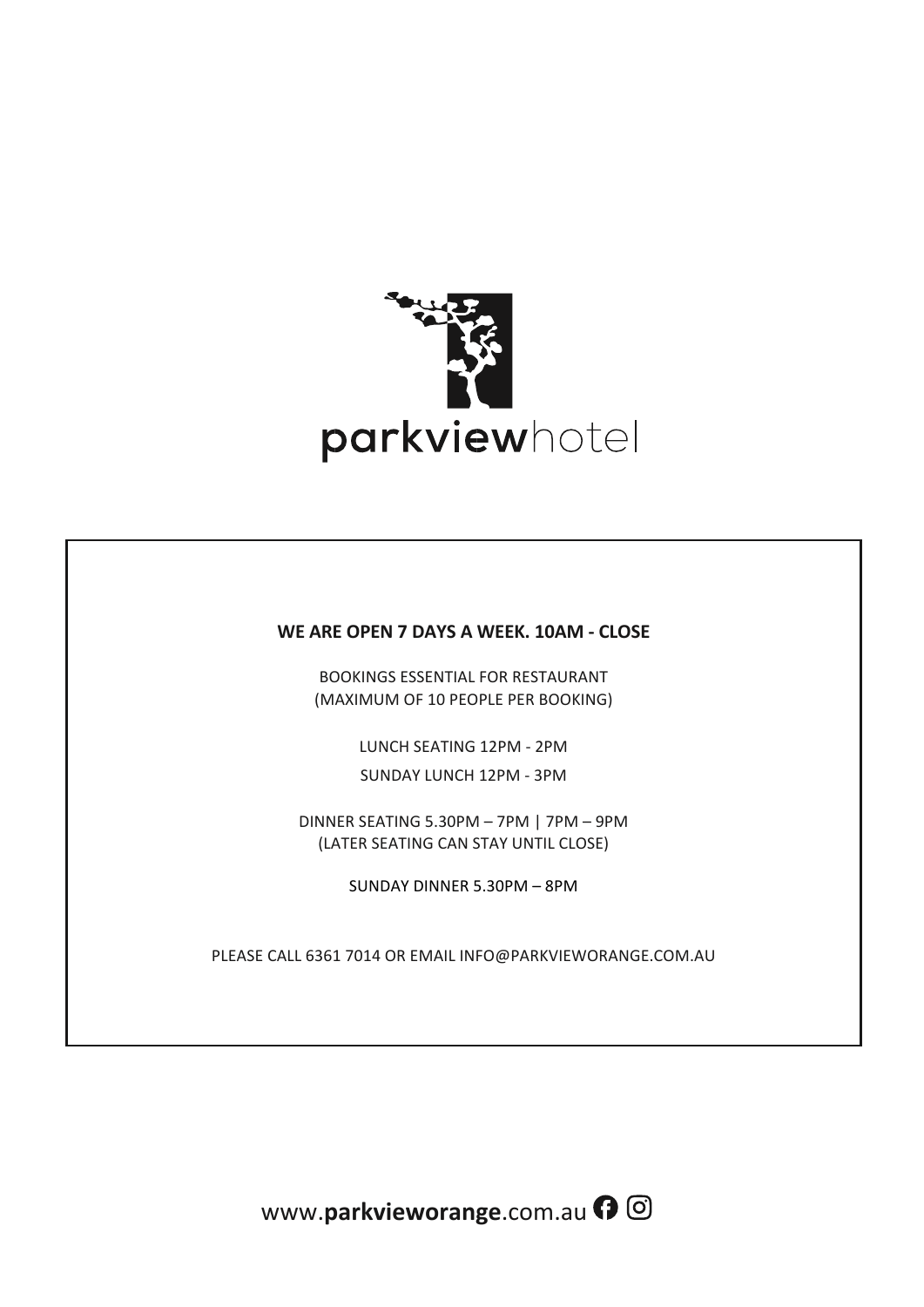parkviewhotel

**WE ARE OPEN 7 DAYS A WEEK. 10AM - CLOSE**

BOOKINGS ESSENTIAL FOR RESTAURANT
(MAXIMUM OF 10 PEOPLE PER BOOKING)

LUNCH SEATING 12PM - 2PM

SUNDAY LUNCH 12PM - 3PM

DINNER SEATING 5.30PM – 7PM | 7PM – 9PM
(LATER SEATING CAN STAY UNTIL CLOSE)

SUNDAY DINNER 5.30PM – 8PM

PLEASE CALL 6361 7014 OR EMAIL INFO@PARKVIEWORANGE.COM.AU

www.**parkvieworange**.com.au